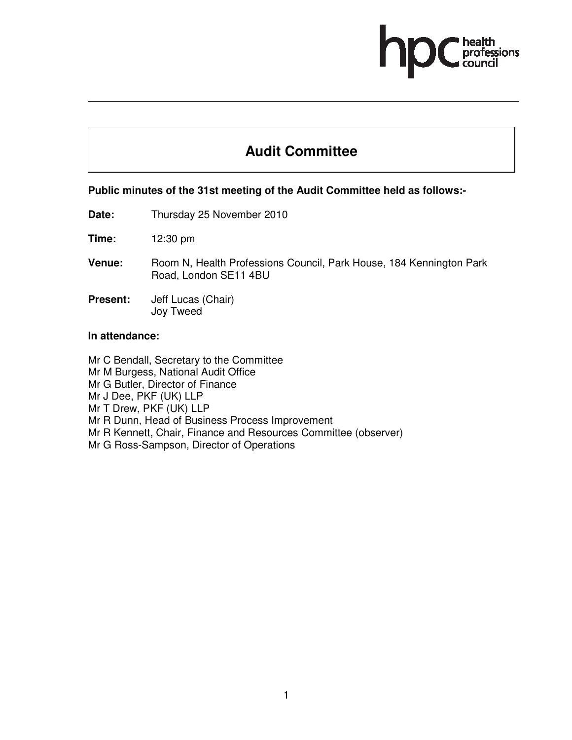# Audit Committee

**Public minutes of the 31st meeting of the Audit Committee held as follows:-**

**Date:** Thursday 25 November 2010

**Time:** 12:30 pm

**Venue:** Room N, Health Professions Council, Park House, 184 Kennington Park Road, London SE11 4BU

**Present:** Jeff Lucas (Chair)
Joy Tweed

**In attendance:**

Mr C Bendall, Secretary to the Committee
Mr M Burgess, National Audit Office
Mr G Butler, Director of Finance
Mr J Dee, PKF (UK) LLP
Mr T Drew, PKF (UK) LLP
Mr R Dunn, Head of Business Process Improvement
Mr R Kennett, Chair, Finance and Resources Committee (observer)
Mr G Ross-Sampson, Director of Operations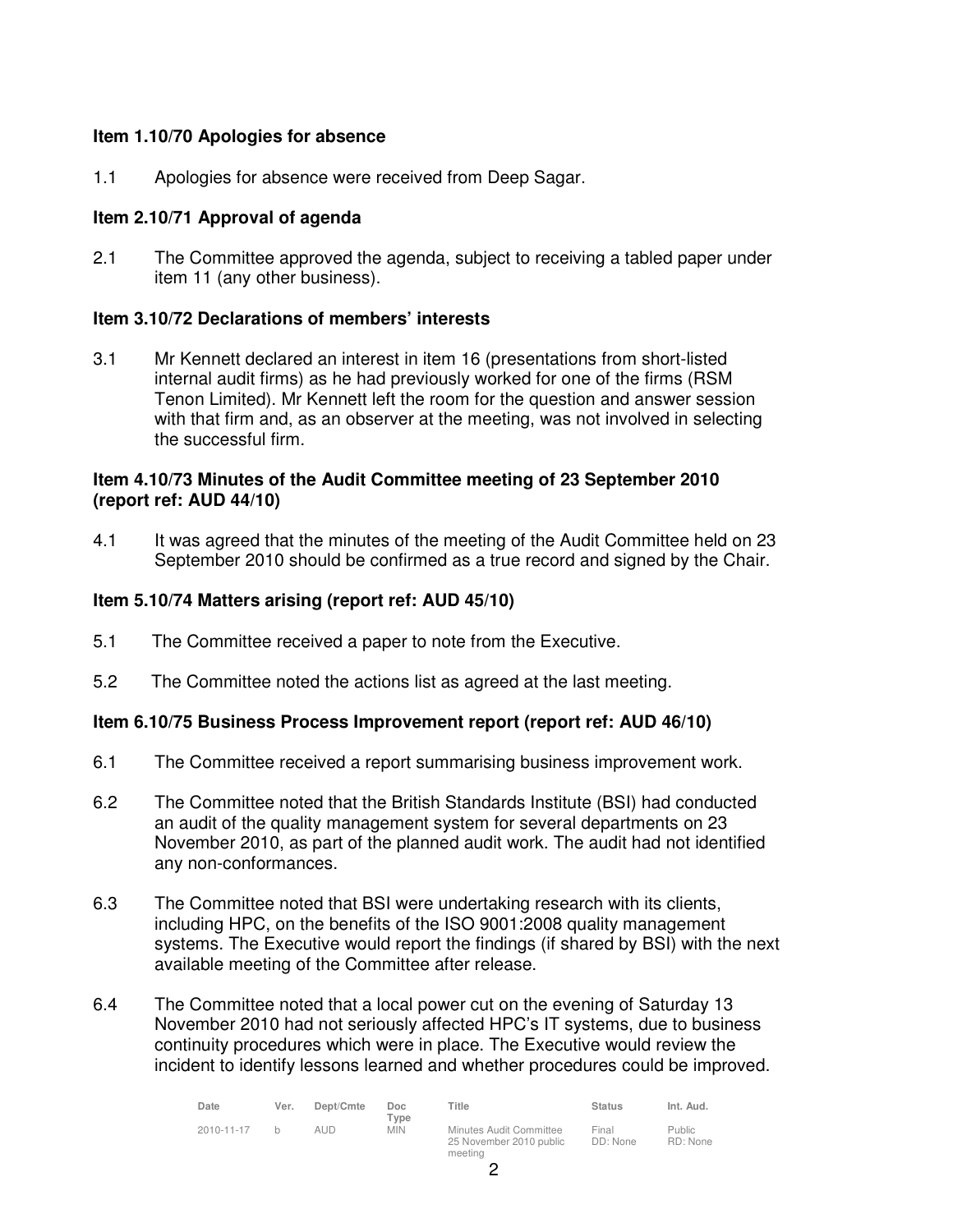**Item 1.10/70 Apologies for absence**

1.1 Apologies for absence were received from Deep Sagar.

**Item 2.10/71 Approval of agenda**

2.1 The Committee approved the agenda, subject to receiving a tabled paper under item 11 (any other business).

**Item 3.10/72 Declarations of members' interests**

3.1 Mr Kennett declared an interest in item 16 (presentations from short-listed internal audit firms) as he had previously worked for one of the firms (RSM Tenon Limited). Mr Kennett left the room for the question and answer session with that firm and, as an observer at the meeting, was not involved in selecting the successful firm.

**Item 4.10/73 Minutes of the Audit Committee meeting of 23 September 2010 (report ref: AUD 44/10)**

4.1 It was agreed that the minutes of the meeting of the Audit Committee held on 23 September 2010 should be confirmed as a true record and signed by the Chair.

**Item 5.10/74 Matters arising (report ref: AUD 45/10)**

5.1 The Committee received a paper to note from the Executive.

5.2 The Committee noted the actions list as agreed at the last meeting.

**Item 6.10/75 Business Process Improvement report (report ref: AUD 46/10)**

6.1 The Committee received a report summarising business improvement work.

6.2 The Committee noted that the British Standards Institute (BSI) had conducted an audit of the quality management system for several departments on 23 November 2010, as part of the planned audit work. The audit had not identified any non-conformances.

6.3 The Committee noted that BSI were undertaking research with its clients, including HPC, on the benefits of the ISO 9001:2008 quality management systems. The Executive would report the findings (if shared by BSI) with the next available meeting of the Committee after release.

6.4 The Committee noted that a local power cut on the evening of Saturday 13 November 2010 had not seriously affected HPC's IT systems, due to business continuity procedures which were in place. The Executive would review the incident to identify lessons learned and whether procedures could be improved.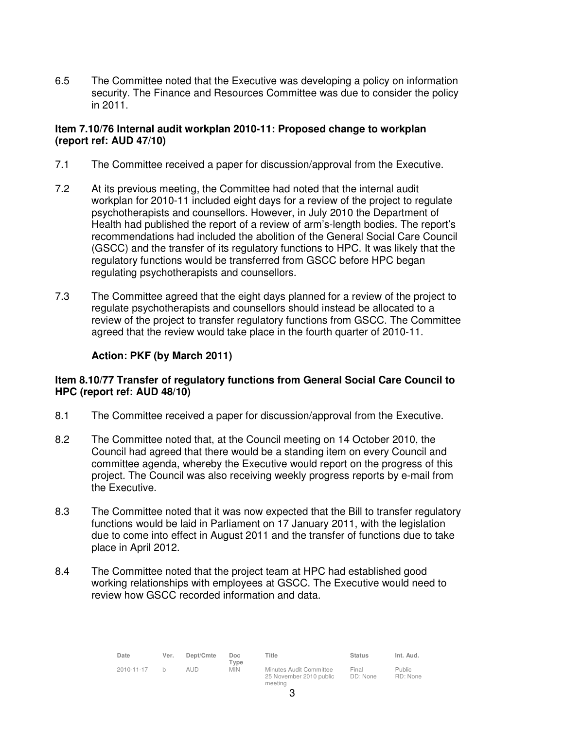6.5 The Committee noted that the Executive was developing a policy on information security. The Finance and Resources Committee was due to consider the policy in 2011.

**Item 7.10/76 Internal audit workplan 2010-11: Proposed change to workplan (report ref: AUD 47/10)**

7.1 The Committee received a paper for discussion/approval from the Executive.

7.2 At its previous meeting, the Committee had noted that the internal audit workplan for 2010-11 included eight days for a review of the project to regulate psychotherapists and counsellors. However, in July 2010 the Department of Health had published the report of a review of arm's-length bodies. The report's recommendations had included the abolition of the General Social Care Council (GSCC) and the transfer of its regulatory functions to HPC. It was likely that the regulatory functions would be transferred from GSCC before HPC began regulating psychotherapists and counsellors.

7.3 The Committee agreed that the eight days planned for a review of the project to regulate psychotherapists and counsellors should instead be allocated to a review of the project to transfer regulatory functions from GSCC. The Committee agreed that the review would take place in the fourth quarter of 2010-11.

**Action: PKF (by March 2011)**

**Item 8.10/77 Transfer of regulatory functions from General Social Care Council to HPC (report ref: AUD 48/10)**

8.1 The Committee received a paper for discussion/approval from the Executive.

8.2 The Committee noted that, at the Council meeting on 14 October 2010, the Council had agreed that there would be a standing item on every Council and committee agenda, whereby the Executive would report on the progress of this project. The Council was also receiving weekly progress reports by e-mail from the Executive.

8.3 The Committee noted that it was now expected that the Bill to transfer regulatory functions would be laid in Parliament on 17 January 2011, with the legislation due to come into effect in August 2011 and the transfer of functions due to take place in April 2012.

8.4 The Committee noted that the project team at HPC had established good working relationships with employees at GSCC. The Executive would need to review how GSCC recorded information and data.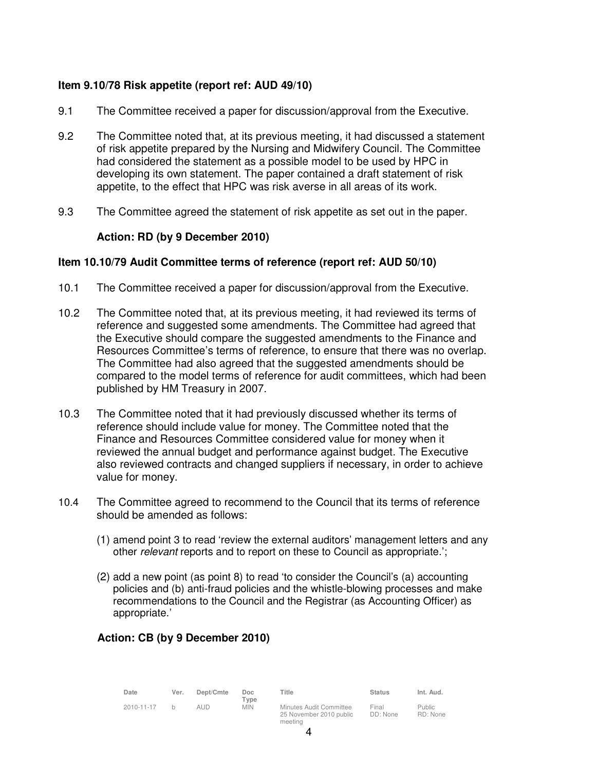**Item 9.10/78 Risk appetite (report ref: AUD 49/10)**

9.1 The Committee received a paper for discussion/approval from the Executive.

9.2 The Committee noted that, at its previous meeting, it had discussed a statement of risk appetite prepared by the Nursing and Midwifery Council. The Committee had considered the statement as a possible model to be used by HPC in developing its own statement. The paper contained a draft statement of risk appetite, to the effect that HPC was risk averse in all areas of its work.

9.3 The Committee agreed the statement of risk appetite as set out in the paper.

**Action: RD (by 9 December 2010)**

**Item 10.10/79 Audit Committee terms of reference (report ref: AUD 50/10)**

10.1 The Committee received a paper for discussion/approval from the Executive.

10.2 The Committee noted that, at its previous meeting, it had reviewed its terms of reference and suggested some amendments. The Committee had agreed that the Executive should compare the suggested amendments to the Finance and Resources Committee's terms of reference, to ensure that there was no overlap. The Committee had also agreed that the suggested amendments should be compared to the model terms of reference for audit committees, which had been published by HM Treasury in 2007.

10.3 The Committee noted that it had previously discussed whether its terms of reference should include value for money. The Committee noted that the Finance and Resources Committee considered value for money when it reviewed the annual budget and performance against budget. The Executive also reviewed contracts and changed suppliers if necessary, in order to achieve value for money.

10.4 The Committee agreed to recommend to the Council that its terms of reference should be amended as follows:

(1) amend point 3 to read 'review the external auditors' management letters and any other *relevant* reports and to report on these to Council as appropriate.';

(2) add a new point (as point 8) to read 'to consider the Council's (a) accounting policies and (b) anti-fraud policies and the whistle-blowing processes and make recommendations to the Council and the Registrar (as Accounting Officer) as appropriate.'

**Action: CB (by 9 December 2010)**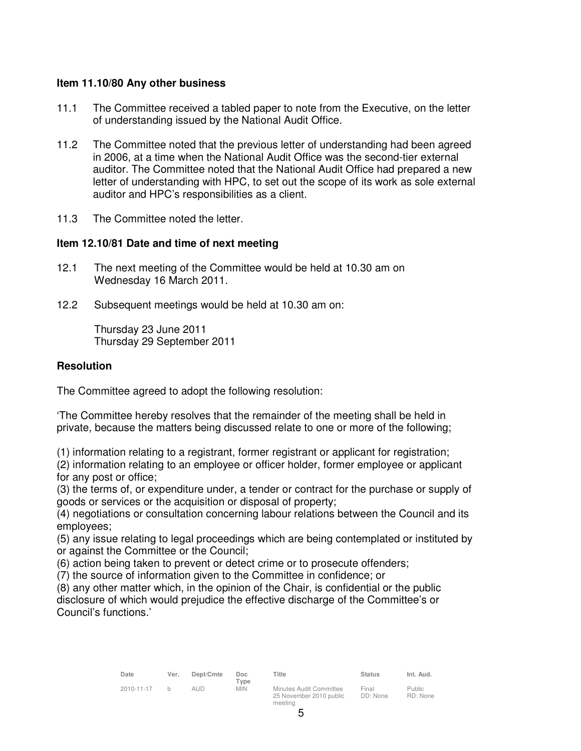**Item 11.10/80 Any other business**

11.1 The Committee received a tabled paper to note from the Executive, on the letter of understanding issued by the National Audit Office.

11.2 The Committee noted that the previous letter of understanding had been agreed in 2006, at a time when the National Audit Office was the second-tier external auditor. The Committee noted that the National Audit Office had prepared a new letter of understanding with HPC, to set out the scope of its work as sole external auditor and HPC's responsibilities as a client.

11.3 The Committee noted the letter.

**Item 12.10/81 Date and time of next meeting**

12.1 The next meeting of the Committee would be held at 10.30 am on Wednesday 16 March 2011.

12.2 Subsequent meetings would be held at 10.30 am on:

Thursday 23 June 2011
Thursday 29 September 2011

**Resolution**

The Committee agreed to adopt the following resolution:

'The Committee hereby resolves that the remainder of the meeting shall be held in private, because the matters being discussed relate to one or more of the following;

(1) information relating to a registrant, former registrant or applicant for registration;
(2) information relating to an employee or officer holder, former employee or applicant for any post or office;
(3) the terms of, or expenditure under, a tender or contract for the purchase or supply of goods or services or the acquisition or disposal of property;
(4) negotiations or consultation concerning labour relations between the Council and its employees;
(5) any issue relating to legal proceedings which are being contemplated or instituted by or against the Committee or the Council;
(6) action being taken to prevent or detect crime or to prosecute offenders;
(7) the source of information given to the Committee in confidence; or
(8) any other matter which, in the opinion of the Chair, is confidential or the public disclosure of which would prejudice the effective discharge of the Committee's or Council's functions.'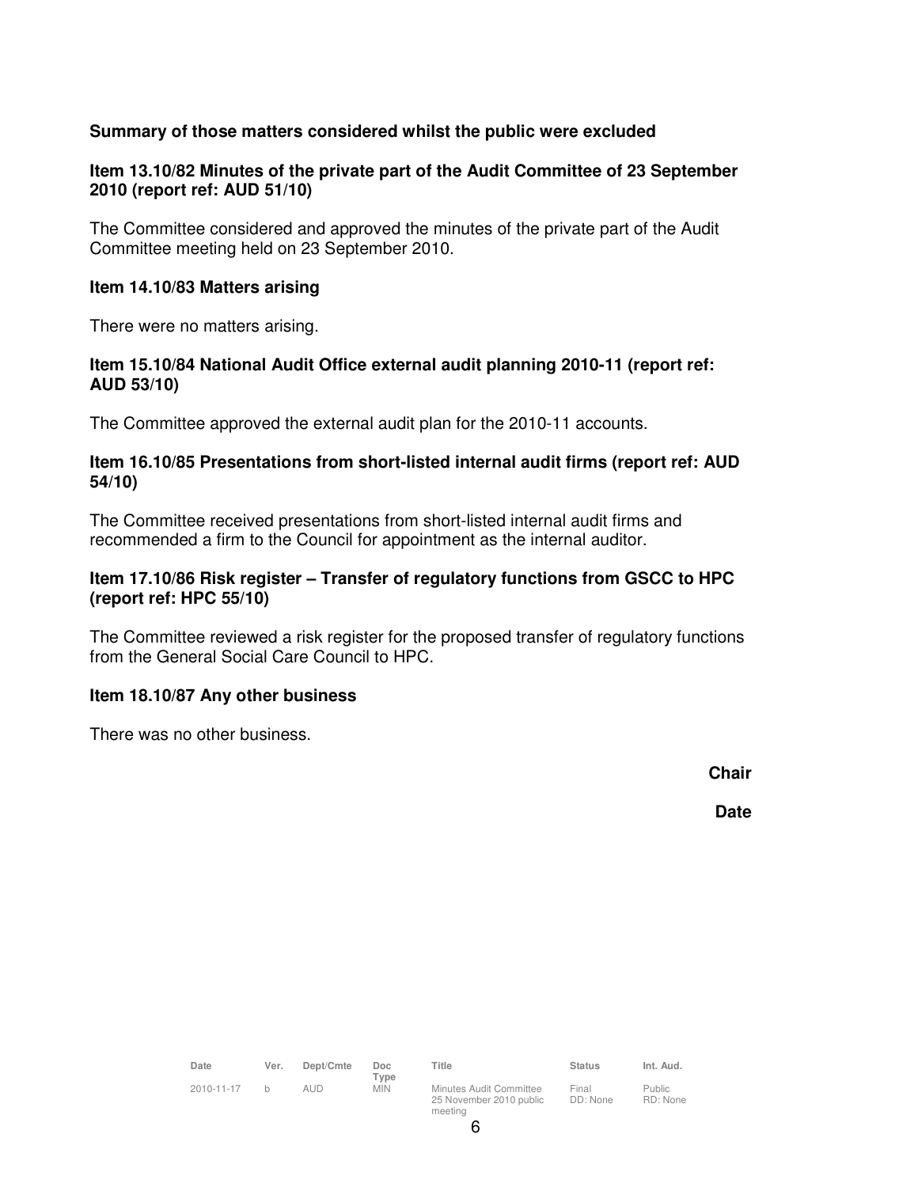**Summary of those matters considered whilst the public were excluded**

**Item 13.10/82 Minutes of the private part of the Audit Committee of 23 September 2010 (report ref: AUD 51/10)**

The Committee considered and approved the minutes of the private part of the Audit Committee meeting held on 23 September 2010.

**Item 14.10/83 Matters arising**

There were no matters arising.

**Item 15.10/84 National Audit Office external audit planning 2010-11 (report ref: AUD 53/10)**

The Committee approved the external audit plan for the 2010-11 accounts.

**Item 16.10/85 Presentations from short-listed internal audit firms (report ref: AUD 54/10)**

The Committee received presentations from short-listed internal audit firms and recommended a firm to the Council for appointment as the internal auditor.

**Item 17.10/86 Risk register – Transfer of regulatory functions from GSCC to HPC (report ref: HPC 55/10)**

The Committee reviewed a risk register for the proposed transfer of regulatory functions from the General Social Care Council to HPC.

**Item 18.10/87 Any other business**

There was no other business.

**Chair**

**Date**